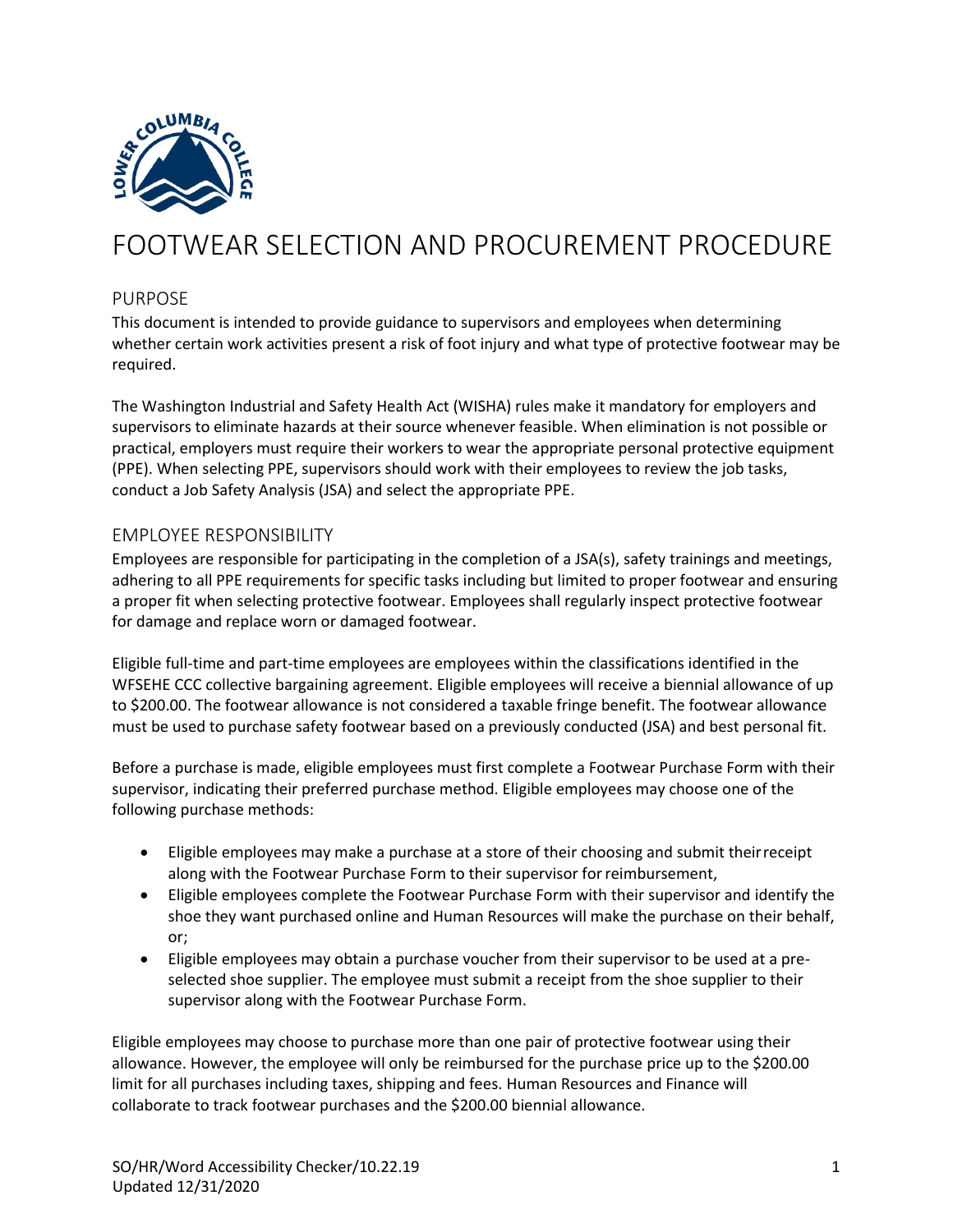# FOOTWEAR SELECTION AND PROCUREMENT PROCEDURE

## PURPOSE

This document is intended to provide guidance to supervisors and employees when determining whether certain work activities present a risk of foot injury and what type of protective footwear may be required.

The Washington Industrial and Safety Health Act (WISHA) rules make it mandatory for employers and supervisors to eliminate hazards at their source whenever feasible. When elimination is not possible or practical, employers must require their workers to wear the appropriate personal protective equipment (PPE). When selecting PPE, supervisors should work with their employees to review the job tasks, conduct a Job Safety Analysis (JSA) and select the appropriate PPE.

## EMPLOYEE RESPONSIBILITY

Employees are responsible for participating in the completion of a JSA(s), safety trainings and meetings, adhering to all PPE requirements for specific tasks including but limited to proper footwear and ensuring a proper fit when selecting protective footwear. Employees shall regularly inspect protective footwear for damage and replace worn or damaged footwear.

Eligible full-time and part-time employees are employees within the classifications identified in the WFSEHE CCC collective bargaining agreement. Eligible employees will receive a biennial allowance of up to $200.00. The footwear allowance is not considered a taxable fringe benefit. The footwear allowance must be used to purchase safety footwear based on a previously conducted (JSA) and best personal fit.

Before a purchase is made, eligible employees must first complete a Footwear Purchase Form with their supervisor, indicating their preferred purchase method. Eligible employees may choose one of the following purchase methods:

- Eligible employees may make a purchase at a store of their choosing and submit their receipt along with the Footwear Purchase Form to their supervisor for reimbursement,
- Eligible employees complete the Footwear Purchase Form with their supervisor and identify the shoe they want purchased online and Human Resources will make the purchase on their behalf, or;
- Eligible employees may obtain a purchase voucher from their supervisor to be used at a pre-selected shoe supplier. The employee must submit a receipt from the shoe supplier to their supervisor along with the Footwear Purchase Form.

Eligible employees may choose to purchase more than one pair of protective footwear using their allowance. However, the employee will only be reimbursed for the purchase price up to the $200.00 limit for all purchases including taxes, shipping and fees. Human Resources and Finance will collaborate to track footwear purchases and the $200.00 biennial allowance.

SO/HR/Word Accessibility Checker/10.22.19
Updated 12/31/2020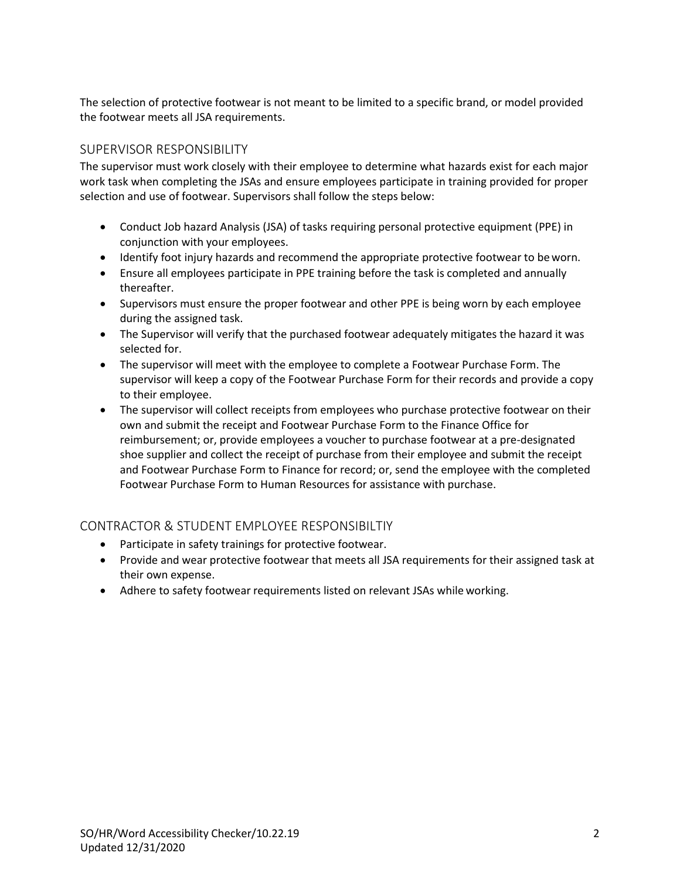The selection of protective footwear is not meant to be limited to a specific brand, or model provided the footwear meets all JSA requirements.

## SUPERVISOR RESPONSIBILITY

The supervisor must work closely with their employee to determine what hazards exist for each major work task when completing the JSAs and ensure employees participate in training provided for proper selection and use of footwear. Supervisors shall follow the steps below:

- Conduct Job hazard Analysis (JSA) of tasks requiring personal protective equipment (PPE) in conjunction with your employees.
- Identify foot injury hazards and recommend the appropriate protective footwear to be worn.
- Ensure all employees participate in PPE training before the task is completed and annually thereafter.
- Supervisors must ensure the proper footwear and other PPE is being worn by each employee during the assigned task.
- The Supervisor will verify that the purchased footwear adequately mitigates the hazard it was selected for.
- The supervisor will meet with the employee to complete a Footwear Purchase Form. The supervisor will keep a copy of the Footwear Purchase Form for their records and provide a copy to their employee.
- The supervisor will collect receipts from employees who purchase protective footwear on their own and submit the receipt and Footwear Purchase Form to the Finance Office for reimbursement; or, provide employees a voucher to purchase footwear at a pre-designated shoe supplier and collect the receipt of purchase from their employee and submit the receipt and Footwear Purchase Form to Finance for record; or, send the employee with the completed Footwear Purchase Form to Human Resources for assistance with purchase.

## CONTRACTOR & STUDENT EMPLOYEE RESPONSIBILTIY

- Participate in safety trainings for protective footwear.
- Provide and wear protective footwear that meets all JSA requirements for their assigned task at their own expense.
- Adhere to safety footwear requirements listed on relevant JSAs while working.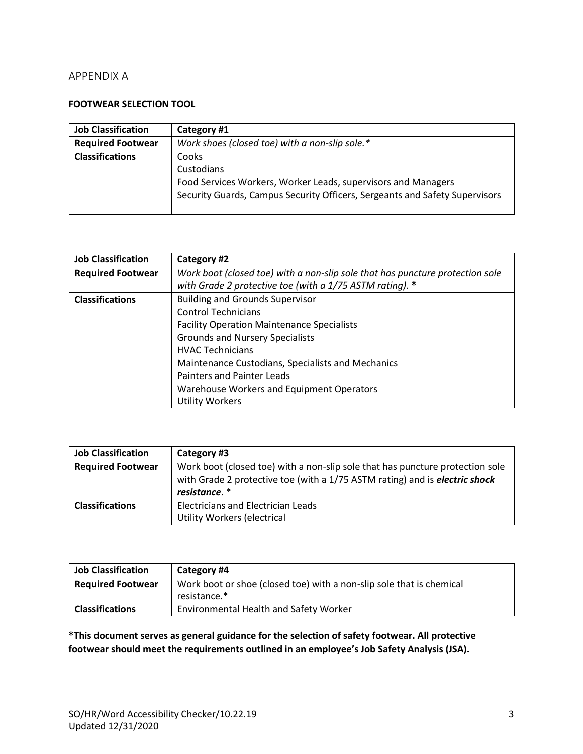## APPENDIX A

**FOOTWEAR SELECTION TOOL**

| **Job Classification** | **Category #1** |
| --- | --- |
| **Required Footwear** | *Work shoes (closed toe) with a non-slip sole.** |
| **Classifications** | Cooks<br>Custodians<br>Food Services Workers, Worker Leads, supervisors and Managers<br>Security Guards, Campus Security Officers, Sergeants and Safety Supervisors |

| **Job Classification** | **Category #2** |
| --- | --- |
| **Required Footwear** | *Work boot (closed toe) with a non-slip sole that has puncture protection sole with Grade 2 protective toe (with a 1/75 ASTM rating).* **\*** |
| **Classifications** | Building and Grounds Supervisor<br>Control Technicians<br>Facility Operation Maintenance Specialists<br>Grounds and Nursery Specialists<br>HVAC Technicians<br>Maintenance Custodians, Specialists and Mechanics<br>Painters and Painter Leads<br>Warehouse Workers and Equipment Operators<br>Utility Workers |

| **Job Classification** | **Category #3** |
| --- | --- |
| **Required Footwear** | Work boot (closed toe) with a non-slip sole that has puncture protection sole with Grade 2 protective toe (with a 1/75 ASTM rating) and is ***electric shock resistance***. * |
| **Classifications** | Electricians and Electrician Leads<br>Utility Workers (electrical |

| **Job Classification** | **Category #4** |
| --- | --- |
| **Required Footwear** | Work boot or shoe (closed toe) with a non-slip sole that is chemical resistance.* |
| **Classifications** | Environmental Health and Safety Worker |

**\*This document serves as general guidance for the selection of safety footwear. All protective footwear should meet the requirements outlined in an employee's Job Safety Analysis (JSA).**

SO/HR/Word Accessibility Checker/10.22.19
Updated 12/31/2020